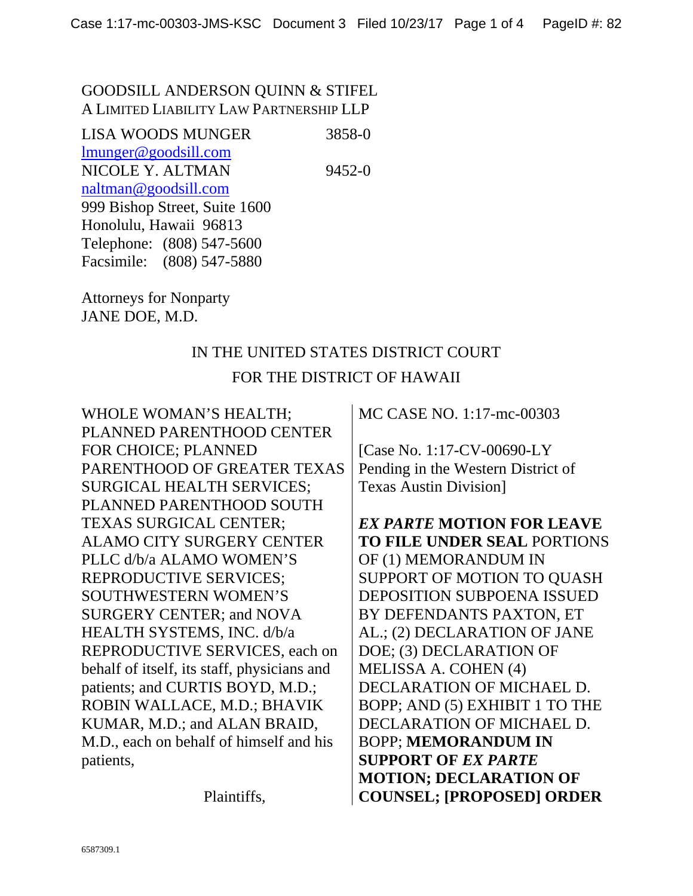GOODSILL ANDERSON QUINN & STIFEL
A LIMITED LIABILITY LAW PARTNERSHIP LLP

LISA WOODS MUNGER 3858-0
lmunger@goodsill.com
NICOLE Y. ALTMAN 9452-0
naltman@goodsill.com
999 Bishop Street, Suite 1600
Honolulu, Hawaii 96813
Telephone: (808) 547-5600
Facsimile: (808) 547-5880

Attorneys for Nonparty
JANE DOE, M.D.

IN THE UNITED STATES DISTRICT COURT
FOR THE DISTRICT OF HAWAII

WHOLE WOMAN'S HEALTH; PLANNED PARENTHOOD CENTER FOR CHOICE; PLANNED PARENTHOOD OF GREATER TEXAS SURGICAL HEALTH SERVICES; PLANNED PARENTHOOD SOUTH TEXAS SURGICAL CENTER; ALAMO CITY SURGERY CENTER PLLC d/b/a ALAMO WOMEN'S REPRODUCTIVE SERVICES; SOUTHWESTERN WOMEN'S SURGERY CENTER; and NOVA HEALTH SYSTEMS, INC. d/b/a REPRODUCTIVE SERVICES, each on behalf of itself, its staff, physicians and patients; and CURTIS BOYD, M.D.; ROBIN WALLACE, M.D.; BHAVIK KUMAR, M.D.; and ALAN BRAID, M.D., each on behalf of himself and his patients,

Plaintiffs,

MC CASE NO. 1:17-mc-00303

[Case No. 1:17-CV-00690-LY Pending in the Western District of Texas Austin Division]

***EX PARTE* MOTION FOR LEAVE TO FILE UNDER SEAL** PORTIONS OF (1) MEMORANDUM IN SUPPORT OF MOTION TO QUASH DEPOSITION SUBPOENA ISSUED BY DEFENDANTS PAXTON, ET AL.; (2) DECLARATION OF JANE DOE; (3) DECLARATION OF MELISSA A. COHEN (4) DECLARATION OF MICHAEL D. BOPP; AND (5) EXHIBIT 1 TO THE DECLARATION OF MICHAEL D. BOPP; **MEMORANDUM IN SUPPORT OF *EX PARTE* MOTION; DECLARATION OF COUNSEL; [PROPOSED] ORDER**

6587309.1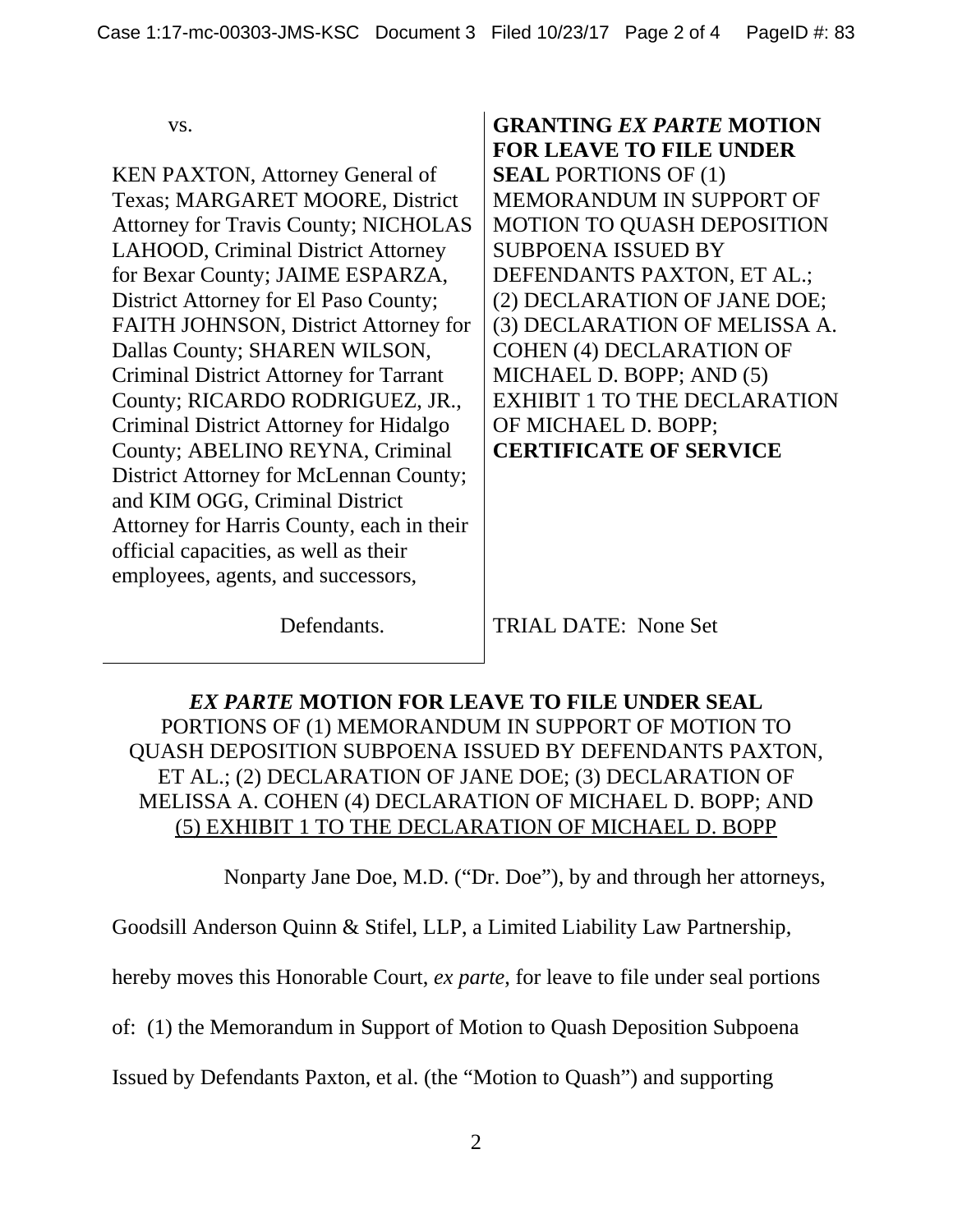vs.

KEN PAXTON, Attorney General of Texas; MARGARET MOORE, District Attorney for Travis County; NICHOLAS LAHOOD, Criminal District Attorney for Bexar County; JAIME ESPARZA, District Attorney for El Paso County; FAITH JOHNSON, District Attorney for Dallas County; SHAREN WILSON, Criminal District Attorney for Tarrant County; RICARDO RODRIGUEZ, JR., Criminal District Attorney for Hidalgo County; ABELINO REYNA, Criminal District Attorney for McLennan County; and KIM OGG, Criminal District Attorney for Harris County, each in their official capacities, as well as their employees, agents, and successors,

Defendants.

**GRANTING *EX PARTE* MOTION FOR LEAVE TO FILE UNDER SEAL** PORTIONS OF (1) MEMORANDUM IN SUPPORT OF MOTION TO QUASH DEPOSITION SUBPOENA ISSUED BY DEFENDANTS PAXTON, ET AL.; (2) DECLARATION OF JANE DOE; (3) DECLARATION OF MELISSA A. COHEN (4) DECLARATION OF MICHAEL D. BOPP; AND (5) EXHIBIT 1 TO THE DECLARATION OF MICHAEL D. BOPP; **CERTIFICATE OF SERVICE**

TRIAL DATE: None Set

**_EX PARTE_ MOTION FOR LEAVE TO FILE UNDER SEAL**
PORTIONS OF (1) MEMORANDUM IN SUPPORT OF MOTION TO QUASH DEPOSITION SUBPOENA ISSUED BY DEFENDANTS PAXTON, ET AL.; (2) DECLARATION OF JANE DOE; (3) DECLARATION OF MELISSA A. COHEN (4) DECLARATION OF MICHAEL D. BOPP; AND (5) EXHIBIT 1 TO THE DECLARATION OF MICHAEL D. BOPP

Nonparty Jane Doe, M.D. ("Dr. Doe"), by and through her attorneys, Goodsill Anderson Quinn & Stifel, LLP, a Limited Liability Law Partnership, hereby moves this Honorable Court, *ex parte*, for leave to file under seal portions of: (1) the Memorandum in Support of Motion to Quash Deposition Subpoena Issued by Defendants Paxton, et al. (the "Motion to Quash") and supporting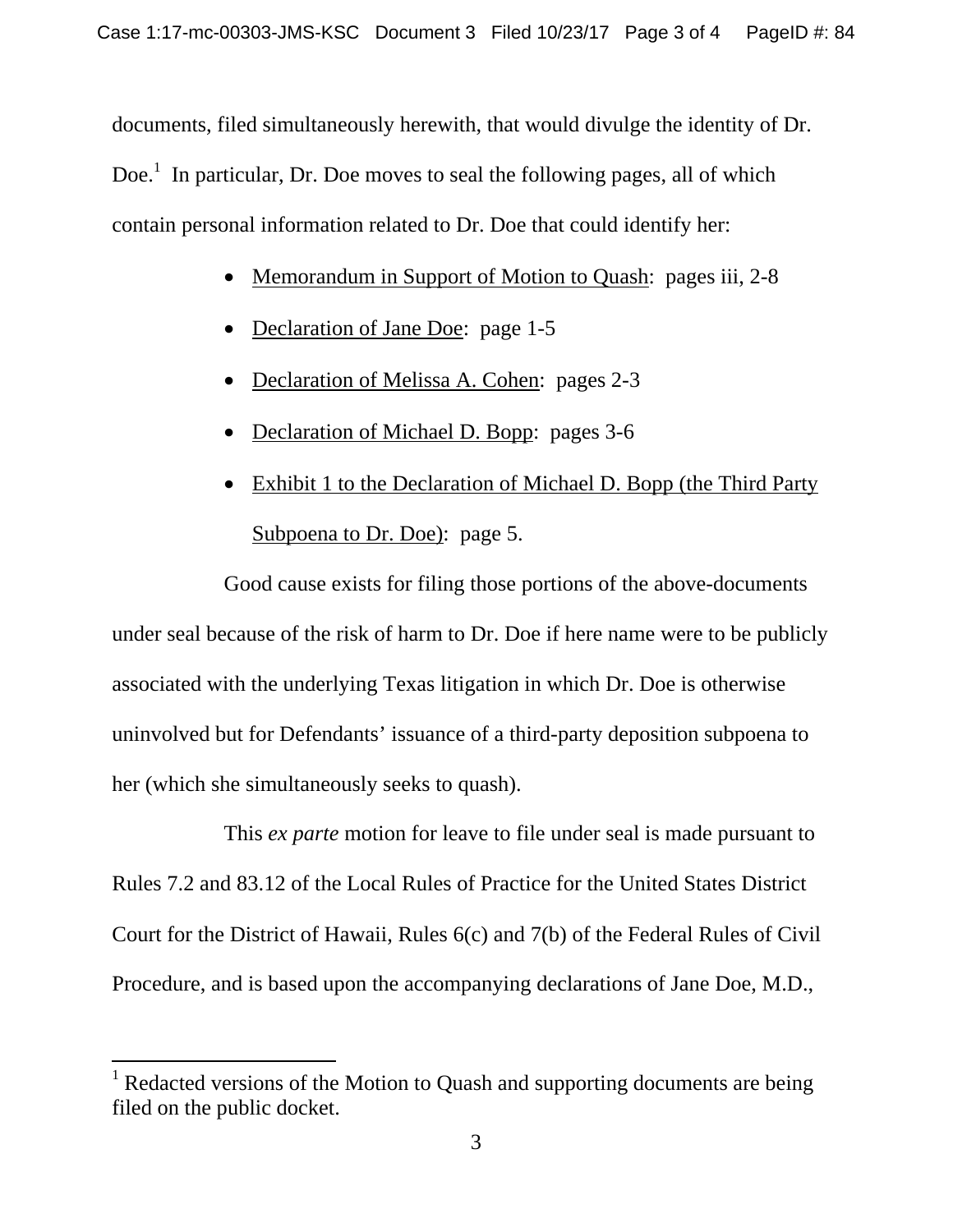documents, filed simultaneously herewith, that would divulge the identity of Dr. Doe.[1] In particular, Dr. Doe moves to seal the following pages, all of which contain personal information related to Dr. Doe that could identify her:

- Memorandum in Support of Motion to Quash: pages iii, 2-8
- Declaration of Jane Doe: page 1-5
- Declaration of Melissa A. Cohen: pages 2-3
- Declaration of Michael D. Bopp: pages 3-6
- Exhibit 1 to the Declaration of Michael D. Bopp (the Third Party Subpoena to Dr. Doe): page 5.

Good cause exists for filing those portions of the above-documents under seal because of the risk of harm to Dr. Doe if here name were to be publicly associated with the underlying Texas litigation in which Dr. Doe is otherwise uninvolved but for Defendants' issuance of a third-party deposition subpoena to her (which she simultaneously seeks to quash).

This *ex parte* motion for leave to file under seal is made pursuant to Rules 7.2 and 83.12 of the Local Rules of Practice for the United States District Court for the District of Hawaii, Rules 6(c) and 7(b) of the Federal Rules of Civil Procedure, and is based upon the accompanying declarations of Jane Doe, M.D.,

[1] Redacted versions of the Motion to Quash and supporting documents are being filed on the public docket.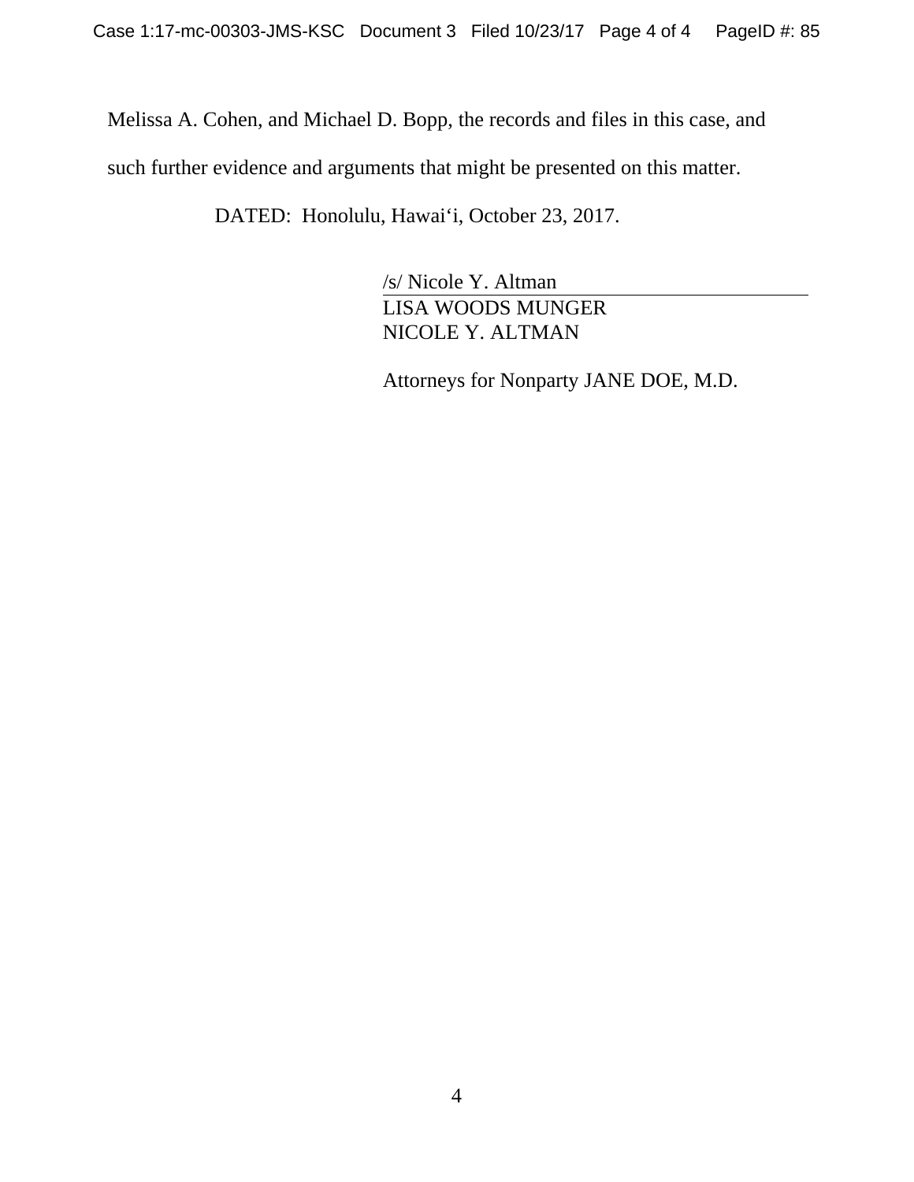Melissa A. Cohen, and Michael D. Bopp, the records and files in this case, and such further evidence and arguments that might be presented on this matter.

DATED: Honolulu, Hawai‘i, October 23, 2017.

/s/ Nicole Y. Altman
LISA WOODS MUNGER
NICOLE Y. ALTMAN

Attorneys for Nonparty JANE DOE, M.D.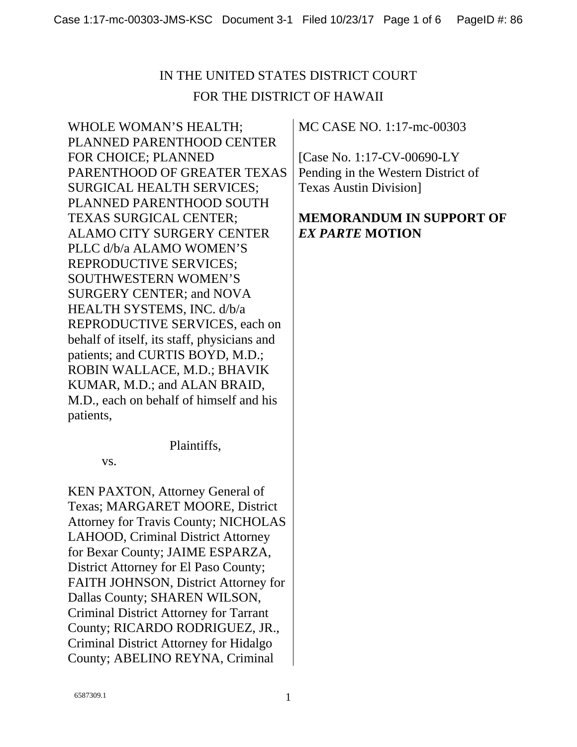IN THE UNITED STATES DISTRICT COURT

FOR THE DISTRICT OF HAWAII

WHOLE WOMAN'S HEALTH; PLANNED PARENTHOOD CENTER FOR CHOICE; PLANNED PARENTHOOD OF GREATER TEXAS SURGICAL HEALTH SERVICES; PLANNED PARENTHOOD SOUTH TEXAS SURGICAL CENTER; ALAMO CITY SURGERY CENTER PLLC d/b/a ALAMO WOMEN'S REPRODUCTIVE SERVICES; SOUTHWESTERN WOMEN'S SURGERY CENTER; and NOVA HEALTH SYSTEMS, INC. d/b/a REPRODUCTIVE SERVICES, each on behalf of itself, its staff, physicians and patients; and CURTIS BOYD, M.D.; ROBIN WALLACE, M.D.; BHAVIK KUMAR, M.D.; and ALAN BRAID, M.D., each on behalf of himself and his patients,

Plaintiffs,

vs.

KEN PAXTON, Attorney General of Texas; MARGARET MOORE, District Attorney for Travis County; NICHOLAS LAHOOD, Criminal District Attorney for Bexar County; JAIME ESPARZA, District Attorney for El Paso County; FAITH JOHNSON, District Attorney for Dallas County; SHAREN WILSON, Criminal District Attorney for Tarrant County; RICARDO RODRIGUEZ, JR., Criminal District Attorney for Hidalgo County; ABELINO REYNA, Criminal

MC CASE NO. 1:17-mc-00303

[Case No. 1:17-CV-00690-LY Pending in the Western District of Texas Austin Division]

**MEMORANDUM IN SUPPORT OF *EX PARTE* MOTION**

6587309.1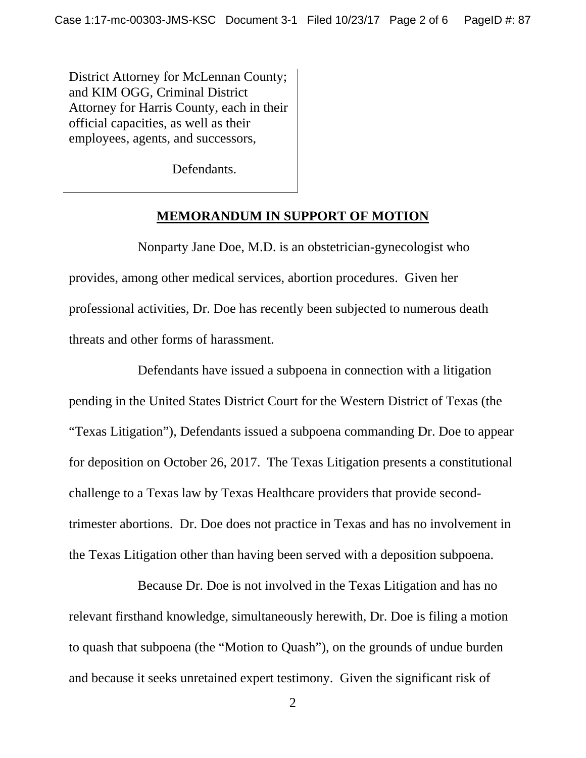District Attorney for McLennan County; and KIM OGG, Criminal District Attorney for Harris County, each in their official capacities, as well as their employees, agents, and successors,

Defendants.

## MEMORANDUM IN SUPPORT OF MOTION

Nonparty Jane Doe, M.D. is an obstetrician-gynecologist who provides, among other medical services, abortion procedures. Given her professional activities, Dr. Doe has recently been subjected to numerous death threats and other forms of harassment.

Defendants have issued a subpoena in connection with a litigation pending in the United States District Court for the Western District of Texas (the "Texas Litigation"), Defendants issued a subpoena commanding Dr. Doe to appear for deposition on October 26, 2017. The Texas Litigation presents a constitutional challenge to a Texas law by Texas Healthcare providers that provide second-trimester abortions. Dr. Doe does not practice in Texas and has no involvement in the Texas Litigation other than having been served with a deposition subpoena.

Because Dr. Doe is not involved in the Texas Litigation and has no relevant firsthand knowledge, simultaneously herewith, Dr. Doe is filing a motion to quash that subpoena (the "Motion to Quash"), on the grounds of undue burden and because it seeks unretained expert testimony. Given the significant risk of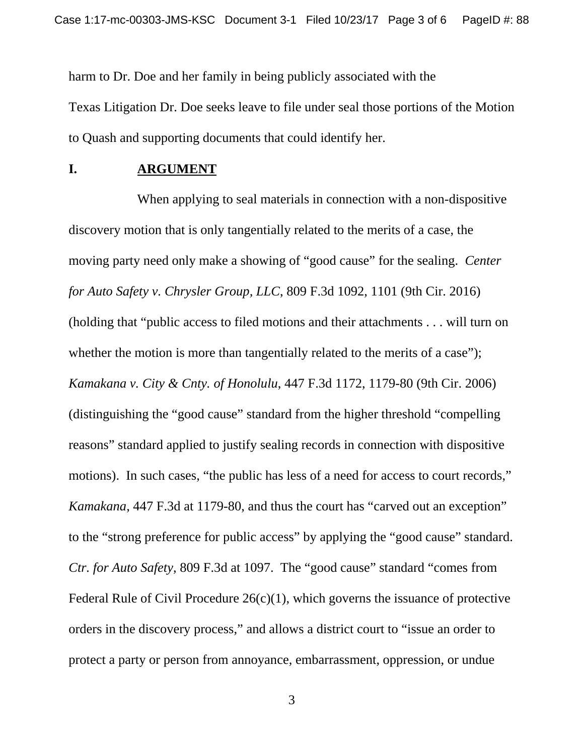harm to Dr. Doe and her family in being publicly associated with the Texas Litigation Dr. Doe seeks leave to file under seal those portions of the Motion to Quash and supporting documents that could identify her.

## I. ARGUMENT

When applying to seal materials in connection with a non-dispositive discovery motion that is only tangentially related to the merits of a case, the moving party need only make a showing of "good cause" for the sealing. *Center for Auto Safety v. Chrysler Group, LLC*, 809 F.3d 1092, 1101 (9th Cir. 2016) (holding that "public access to filed motions and their attachments . . . will turn on whether the motion is more than tangentially related to the merits of a case"); *Kamakana v. City & Cnty. of Honolulu*, 447 F.3d 1172, 1179-80 (9th Cir. 2006) (distinguishing the "good cause" standard from the higher threshold "compelling reasons" standard applied to justify sealing records in connection with dispositive motions). In such cases, "the public has less of a need for access to court records," *Kamakana*, 447 F.3d at 1179-80, and thus the court has "carved out an exception" to the "strong preference for public access" by applying the "good cause" standard. *Ctr. for Auto Safety*, 809 F.3d at 1097. The "good cause" standard "comes from Federal Rule of Civil Procedure 26(c)(1), which governs the issuance of protective orders in the discovery process," and allows a district court to "issue an order to protect a party or person from annoyance, embarrassment, oppression, or undue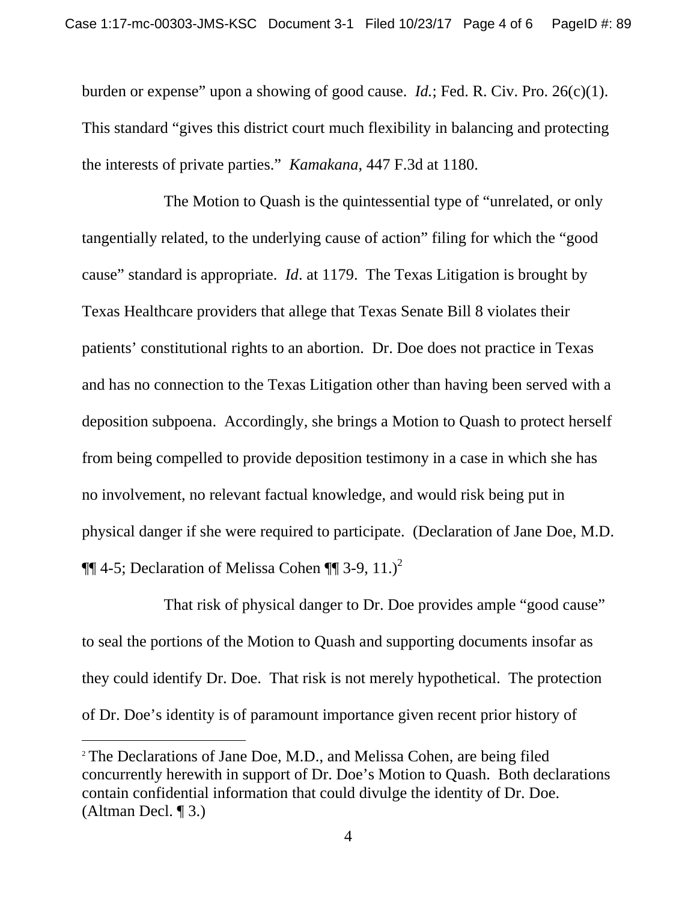burden or expense" upon a showing of good cause. *Id.*; Fed. R. Civ. Pro. 26(c)(1). This standard "gives this district court much flexibility in balancing and protecting the interests of private parties." *Kamakana*, 447 F.3d at 1180.

The Motion to Quash is the quintessential type of "unrelated, or only tangentially related, to the underlying cause of action" filing for which the "good cause" standard is appropriate. *Id*. at 1179. The Texas Litigation is brought by Texas Healthcare providers that allege that Texas Senate Bill 8 violates their patients' constitutional rights to an abortion. Dr. Doe does not practice in Texas and has no connection to the Texas Litigation other than having been served with a deposition subpoena. Accordingly, she brings a Motion to Quash to protect herself from being compelled to provide deposition testimony in a case in which she has no involvement, no relevant factual knowledge, and would risk being put in physical danger if she were required to participate. (Declaration of Jane Doe, M.D. ¶¶ 4-5; Declaration of Melissa Cohen ¶¶ 3-9, 11.)[2]

That risk of physical danger to Dr. Doe provides ample "good cause" to seal the portions of the Motion to Quash and supporting documents insofar as they could identify Dr. Doe. That risk is not merely hypothetical. The protection of Dr. Doe's identity is of paramount importance given recent prior history of

---

[2] The Declarations of Jane Doe, M.D., and Melissa Cohen, are being filed concurrently herewith in support of Dr. Doe's Motion to Quash. Both declarations contain confidential information that could divulge the identity of Dr. Doe. (Altman Decl. ¶ 3.)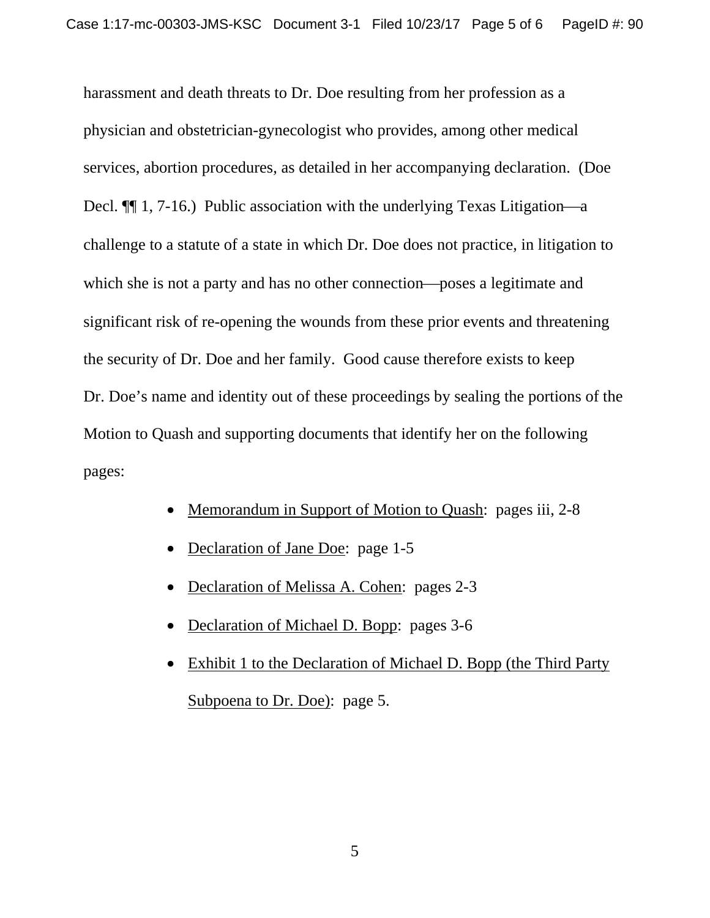harassment and death threats to Dr. Doe resulting from her profession as a physician and obstetrician-gynecologist who provides, among other medical services, abortion procedures, as detailed in her accompanying declaration. (Doe Decl. ¶¶ 1, 7-16.) Public association with the underlying Texas Litigation—a challenge to a statute of a state in which Dr. Doe does not practice, in litigation to which she is not a party and has no other connection—poses a legitimate and significant risk of re-opening the wounds from these prior events and threatening the security of Dr. Doe and her family. Good cause therefore exists to keep Dr. Doe's name and identity out of these proceedings by sealing the portions of the Motion to Quash and supporting documents that identify her on the following pages:

- <u>Memorandum in Support of Motion to Quash</u>: pages iii, 2-8
- <u>Declaration of Jane Doe</u>: page 1-5
- <u>Declaration of Melissa A. Cohen</u>: pages 2-3
- <u>Declaration of Michael D. Bopp</u>: pages 3-6
- <u>Exhibit 1 to the Declaration of Michael D. Bopp (the Third Party Subpoena to Dr. Doe)</u>: page 5.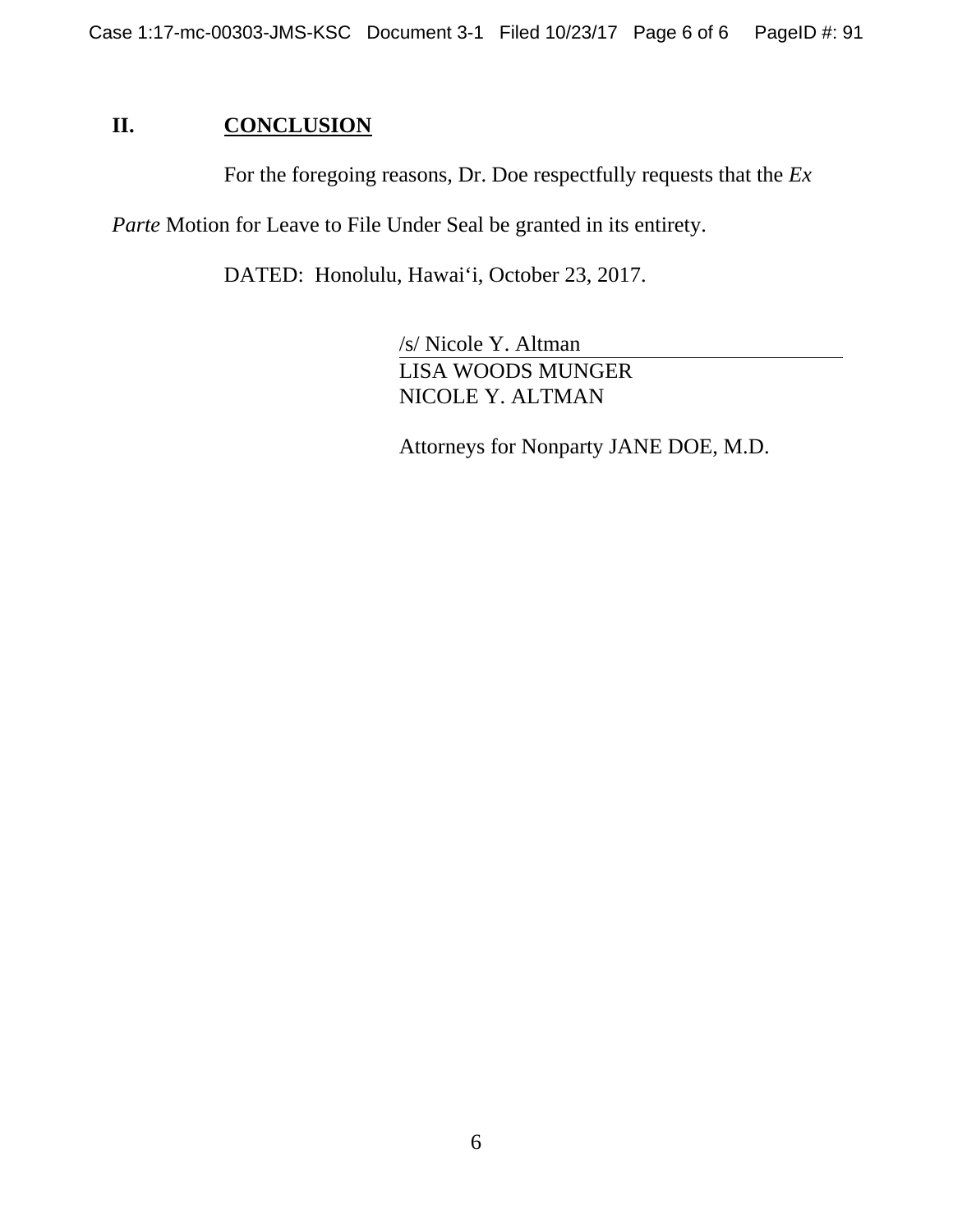## II. CONCLUSION

For the foregoing reasons, Dr. Doe respectfully requests that the *Ex Parte* Motion for Leave to File Under Seal be granted in its entirety.

DATED: Honolulu, Hawai‘i, October 23, 2017.

/s/ Nicole Y. Altman
LISA WOODS MUNGER
NICOLE Y. ALTMAN

Attorneys for Nonparty JANE DOE, M.D.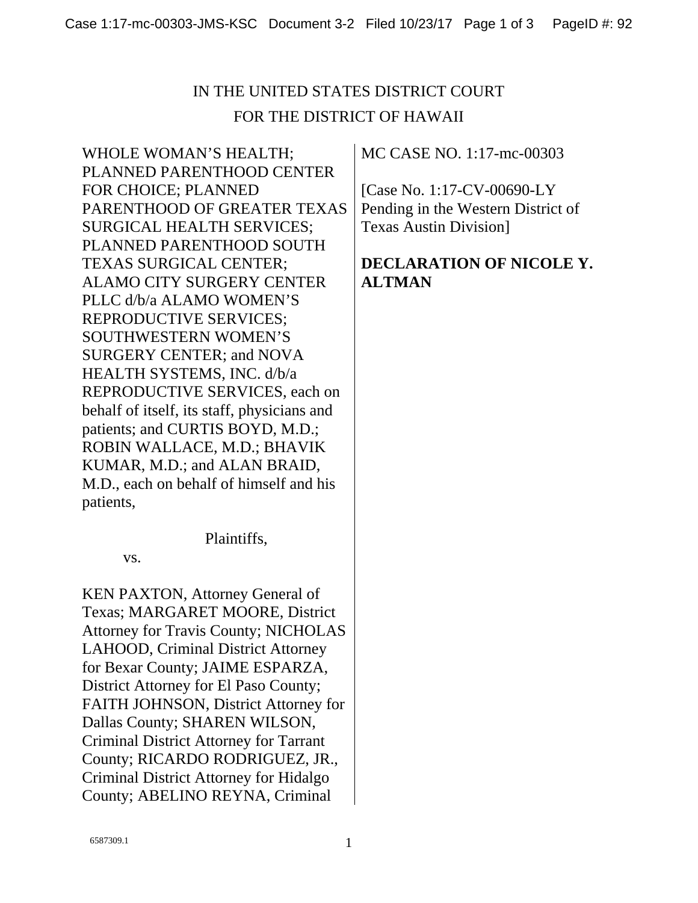IN THE UNITED STATES DISTRICT COURT

FOR THE DISTRICT OF HAWAII

| | |
|---|---|
| WHOLE WOMAN'S HEALTH; PLANNED PARENTHOOD CENTER FOR CHOICE; PLANNED PARENTHOOD OF GREATER TEXAS SURGICAL HEALTH SERVICES; PLANNED PARENTHOOD SOUTH TEXAS SURGICAL CENTER; ALAMO CITY SURGERY CENTER PLLC d/b/a ALAMO WOMEN'S REPRODUCTIVE SERVICES; SOUTHWESTERN WOMEN'S SURGERY CENTER; and NOVA HEALTH SYSTEMS, INC. d/b/a REPRODUCTIVE SERVICES, each on behalf of itself, its staff, physicians and patients; and CURTIS BOYD, M.D.; ROBIN WALLACE, M.D.; BHAVIK KUMAR, M.D.; and ALAN BRAID, M.D., each on behalf of himself and his patients,<br><br>Plaintiffs,<br><br>vs.<br><br>KEN PAXTON, Attorney General of Texas; MARGARET MOORE, District Attorney for Travis County; NICHOLAS LAHOOD, Criminal District Attorney for Bexar County; JAIME ESPARZA, District Attorney for El Paso County; FAITH JOHNSON, District Attorney for Dallas County; SHAREN WILSON, Criminal District Attorney for Tarrant County; RICARDO RODRIGUEZ, JR., Criminal District Attorney for Hidalgo County; ABELINO REYNA, Criminal | MC CASE NO. 1:17-mc-00303<br><br>[Case No. 1:17-CV-00690-LY Pending in the Western District of Texas Austin Division]<br><br>**DECLARATION OF NICOLE Y. ALTMAN** |

6587309.1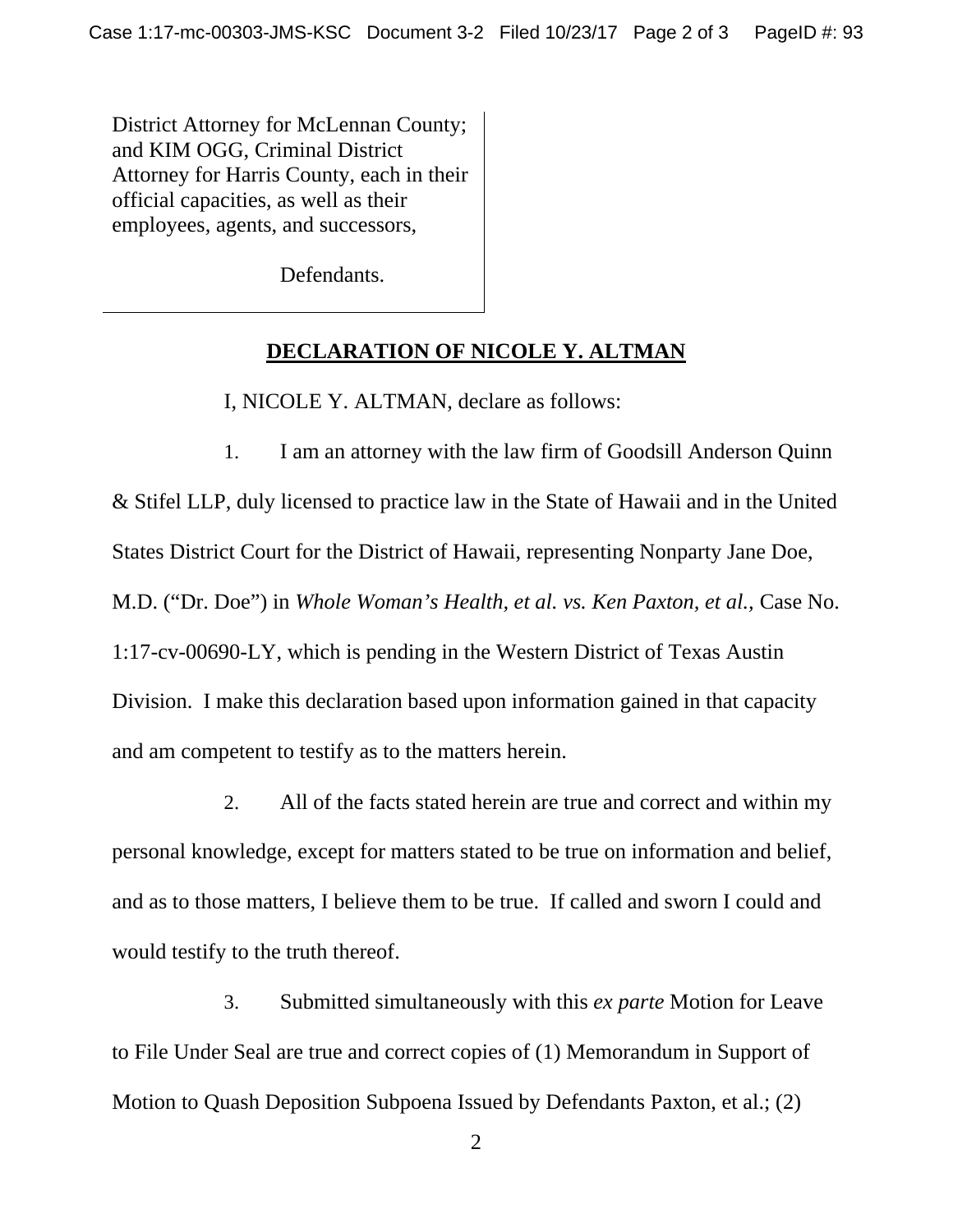District Attorney for McLennan County; and KIM OGG, Criminal District Attorney for Harris County, each in their official capacities, as well as their employees, agents, and successors,

Defendants.

**DECLARATION OF NICOLE Y. ALTMAN**

I, NICOLE Y. ALTMAN, declare as follows:

1. I am an attorney with the law firm of Goodsill Anderson Quinn & Stifel LLP, duly licensed to practice law in the State of Hawaii and in the United States District Court for the District of Hawaii, representing Nonparty Jane Doe, M.D. ("Dr. Doe") in *Whole Woman's Health, et al. vs. Ken Paxton, et al.,* Case No. 1:17-cv-00690-LY, which is pending in the Western District of Texas Austin Division. I make this declaration based upon information gained in that capacity and am competent to testify as to the matters herein.

2. All of the facts stated herein are true and correct and within my personal knowledge, except for matters stated to be true on information and belief, and as to those matters, I believe them to be true. If called and sworn I could and would testify to the truth thereof.

3. Submitted simultaneously with this *ex parte* Motion for Leave to File Under Seal are true and correct copies of (1) Memorandum in Support of Motion to Quash Deposition Subpoena Issued by Defendants Paxton, et al.; (2)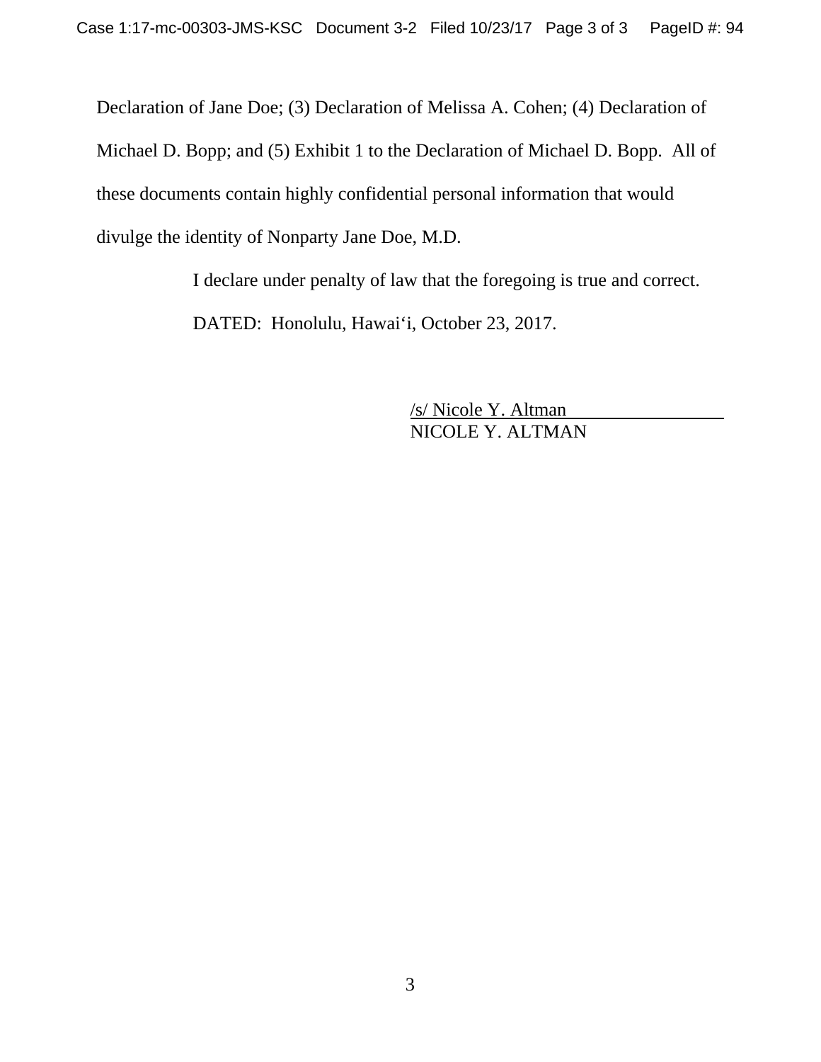Declaration of Jane Doe; (3) Declaration of Melissa A. Cohen; (4) Declaration of Michael D. Bopp; and (5) Exhibit 1 to the Declaration of Michael D. Bopp. All of these documents contain highly confidential personal information that would divulge the identity of Nonparty Jane Doe, M.D.

I declare under penalty of law that the foregoing is true and correct.

DATED: Honolulu, Hawai‘i, October 23, 2017.

/s/ Nicole Y. Altman
NICOLE Y. ALTMAN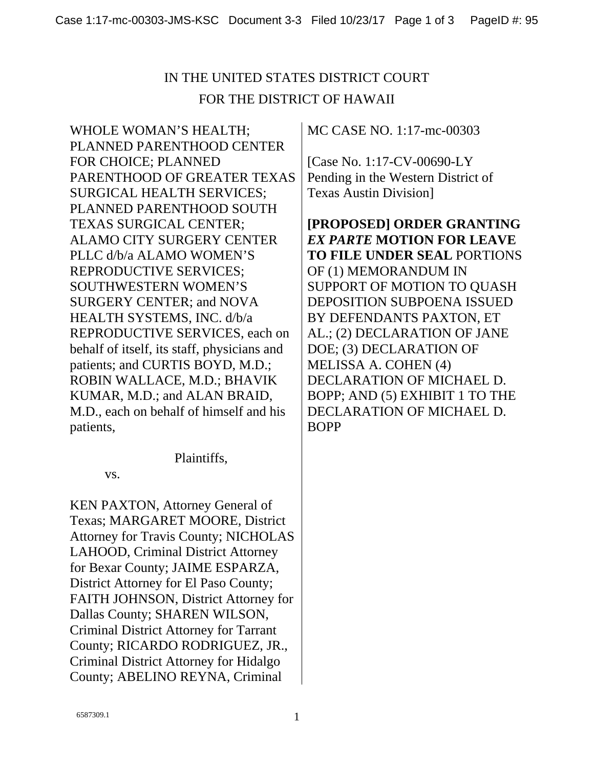IN THE UNITED STATES DISTRICT COURT

FOR THE DISTRICT OF HAWAII

| | |
|---|---|
| WHOLE WOMAN'S HEALTH; PLANNED PARENTHOOD CENTER FOR CHOICE; PLANNED PARENTHOOD OF GREATER TEXAS SURGICAL HEALTH SERVICES; PLANNED PARENTHOOD SOUTH TEXAS SURGICAL CENTER; ALAMO CITY SURGERY CENTER PLLC d/b/a ALAMO WOMEN'S REPRODUCTIVE SERVICES; SOUTHWESTERN WOMEN'S SURGERY CENTER; and NOVA HEALTH SYSTEMS, INC. d/b/a REPRODUCTIVE SERVICES, each on behalf of itself, its staff, physicians and patients; and CURTIS BOYD, M.D.; ROBIN WALLACE, M.D.; BHAVIK KUMAR, M.D.; and ALAN BRAID, M.D., each on behalf of himself and his patients,<br><br>Plaintiffs,<br><br>vs.<br><br>KEN PAXTON, Attorney General of Texas; MARGARET MOORE, District Attorney for Travis County; NICHOLAS LAHOOD, Criminal District Attorney for Bexar County; JAIME ESPARZA, District Attorney for El Paso County; FAITH JOHNSON, District Attorney for Dallas County; SHAREN WILSON, Criminal District Attorney for Tarrant County; RICARDO RODRIGUEZ, JR., Criminal District Attorney for Hidalgo County; ABELINO REYNA, Criminal | MC CASE NO. 1:17-mc-00303<br><br>[Case No. 1:17-CV-00690-LY Pending in the Western District of Texas Austin Division]<br><br>**[PROPOSED] ORDER GRANTING *EX PARTE* MOTION FOR LEAVE TO FILE UNDER SEAL** PORTIONS OF (1) MEMORANDUM IN SUPPORT OF MOTION TO QUASH DEPOSITION SUBPOENA ISSUED BY DEFENDANTS PAXTON, ET AL.; (2) DECLARATION OF JANE DOE; (3) DECLARATION OF MELISSA A. COHEN (4) DECLARATION OF MICHAEL D. BOPP; AND (5) EXHIBIT 1 TO THE DECLARATION OF MICHAEL D. BOPP |

6587309.1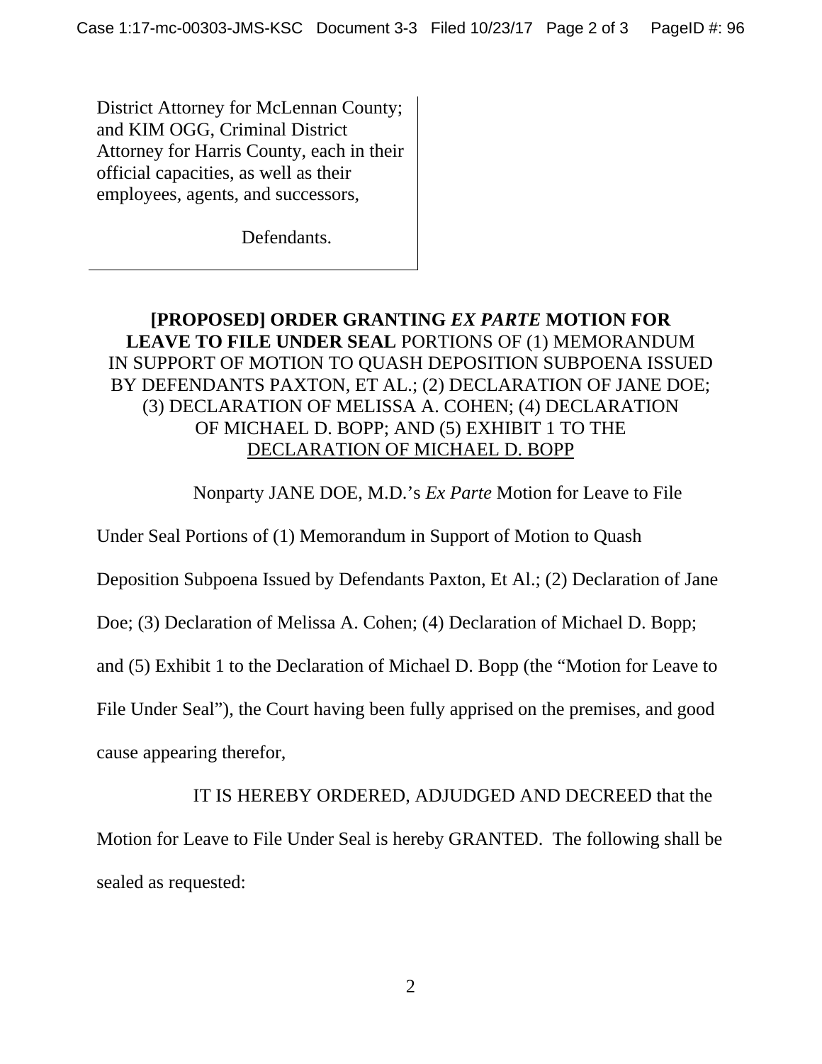District Attorney for McLennan County; and KIM OGG, Criminal District Attorney for Harris County, each in their official capacities, as well as their employees, agents, and successors,

Defendants.

**[PROPOSED] ORDER GRANTING *EX PARTE* MOTION FOR LEAVE TO FILE UNDER SEAL** PORTIONS OF (1) MEMORANDUM IN SUPPORT OF MOTION TO QUASH DEPOSITION SUBPOENA ISSUED BY DEFENDANTS PAXTON, ET AL.; (2) DECLARATION OF JANE DOE; (3) DECLARATION OF MELISSA A. COHEN; (4) DECLARATION OF MICHAEL D. BOPP; AND (5) EXHIBIT 1 TO THE DECLARATION OF MICHAEL D. BOPP

Nonparty JANE DOE, M.D.'s *Ex Parte* Motion for Leave to File Under Seal Portions of (1) Memorandum in Support of Motion to Quash Deposition Subpoena Issued by Defendants Paxton, Et Al.; (2) Declaration of Jane Doe; (3) Declaration of Melissa A. Cohen; (4) Declaration of Michael D. Bopp; and (5) Exhibit 1 to the Declaration of Michael D. Bopp (the "Motion for Leave to File Under Seal"), the Court having been fully apprised on the premises, and good cause appearing therefor,

IT IS HEREBY ORDERED, ADJUDGED AND DECREED that the Motion for Leave to File Under Seal is hereby GRANTED. The following shall be sealed as requested: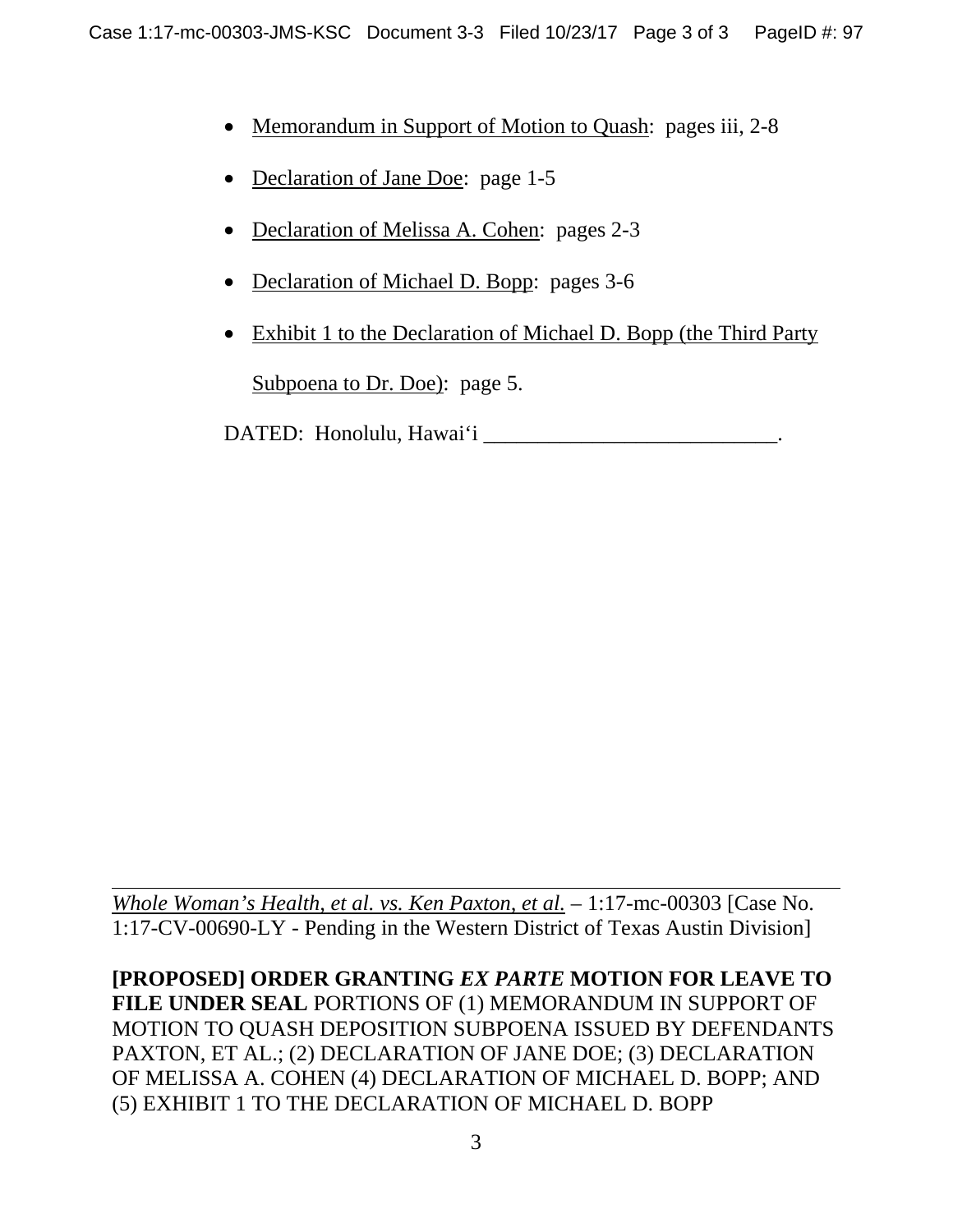- <u>Memorandum in Support of Motion to Quash</u>: pages iii, 2-8
- <u>Declaration of Jane Doe</u>: page 1-5
- <u>Declaration of Melissa A. Cohen</u>: pages 2-3
- <u>Declaration of Michael D. Bopp</u>: pages 3-6
- <u>Exhibit 1 to the Declaration of Michael D. Bopp (the Third Party Subpoena to Dr. Doe)</u>: page 5.

DATED: Honolulu, Hawai'i ___________________________.

---

*Whole Woman's Health, et al. vs. Ken Paxton, et al.* – 1:17-mc-00303 [Case No. 1:17-CV-00690-LY - Pending in the Western District of Texas Austin Division]

**[PROPOSED] ORDER GRANTING *EX PARTE* MOTION FOR LEAVE TO FILE UNDER SEAL** PORTIONS OF (1) MEMORANDUM IN SUPPORT OF MOTION TO QUASH DEPOSITION SUBPOENA ISSUED BY DEFENDANTS PAXTON, ET AL.; (2) DECLARATION OF JANE DOE; (3) DECLARATION OF MELISSA A. COHEN (4) DECLARATION OF MICHAEL D. BOPP; AND (5) EXHIBIT 1 TO THE DECLARATION OF MICHAEL D. BOPP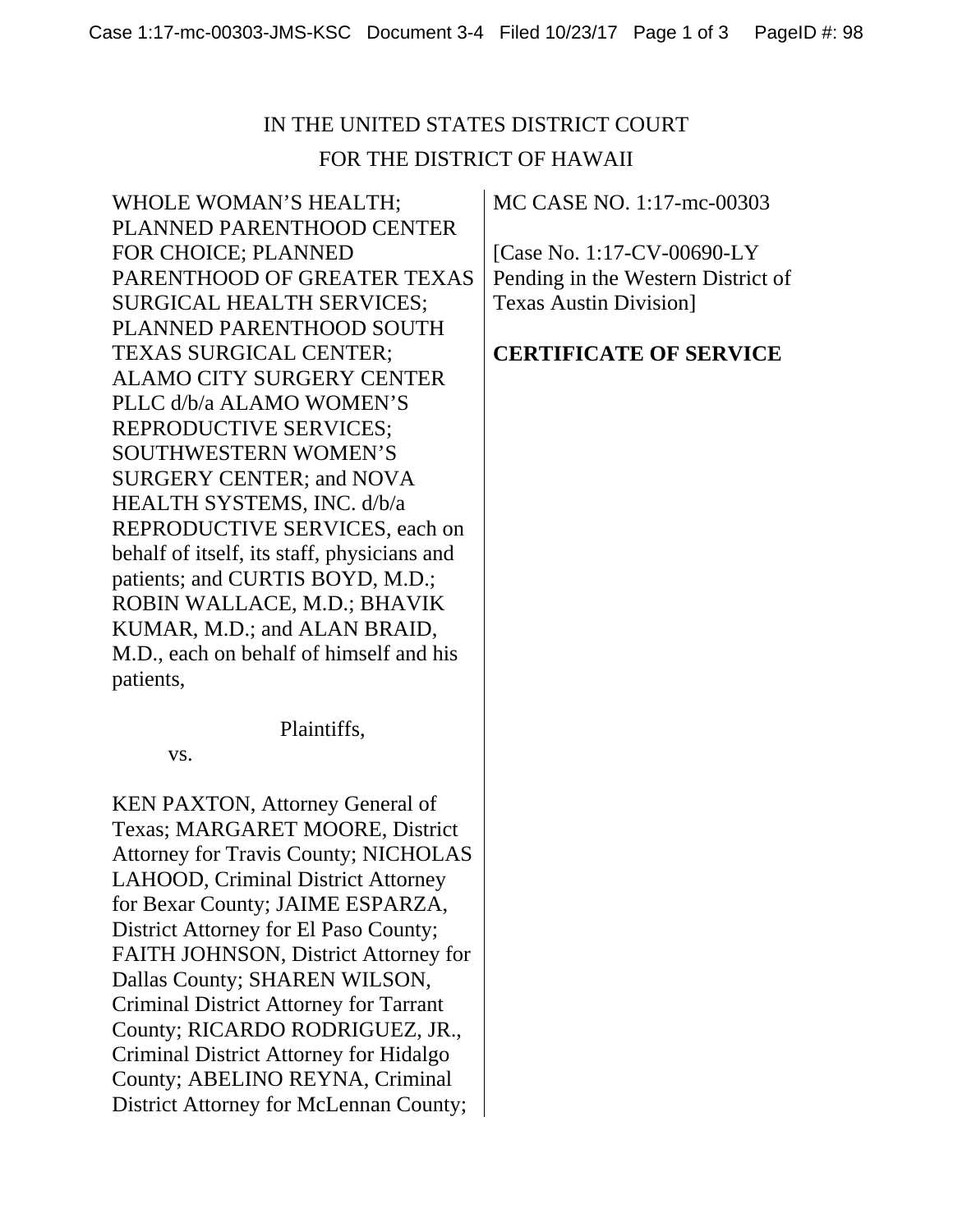IN THE UNITED STATES DISTRICT COURT
FOR THE DISTRICT OF HAWAII

WHOLE WOMAN'S HEALTH; PLANNED PARENTHOOD CENTER FOR CHOICE; PLANNED PARENTHOOD OF GREATER TEXAS SURGICAL HEALTH SERVICES; PLANNED PARENTHOOD SOUTH TEXAS SURGICAL CENTER; ALAMO CITY SURGERY CENTER PLLC d/b/a ALAMO WOMEN'S REPRODUCTIVE SERVICES; SOUTHWESTERN WOMEN'S SURGERY CENTER; and NOVA HEALTH SYSTEMS, INC. d/b/a REPRODUCTIVE SERVICES, each on behalf of itself, its staff, physicians and patients; and CURTIS BOYD, M.D.; ROBIN WALLACE, M.D.; BHAVIK KUMAR, M.D.; and ALAN BRAID, M.D., each on behalf of himself and his patients,

Plaintiffs,

vs.

KEN PAXTON, Attorney General of Texas; MARGARET MOORE, District Attorney for Travis County; NICHOLAS LAHOOD, Criminal District Attorney for Bexar County; JAIME ESPARZA, District Attorney for El Paso County; FAITH JOHNSON, District Attorney for Dallas County; SHAREN WILSON, Criminal District Attorney for Tarrant County; RICARDO RODRIGUEZ, JR., Criminal District Attorney for Hidalgo County; ABELINO REYNA, Criminal District Attorney for McLennan County;

MC CASE NO. 1:17-mc-00303

[Case No. 1:17-CV-00690-LY Pending in the Western District of Texas Austin Division]

**CERTIFICATE OF SERVICE**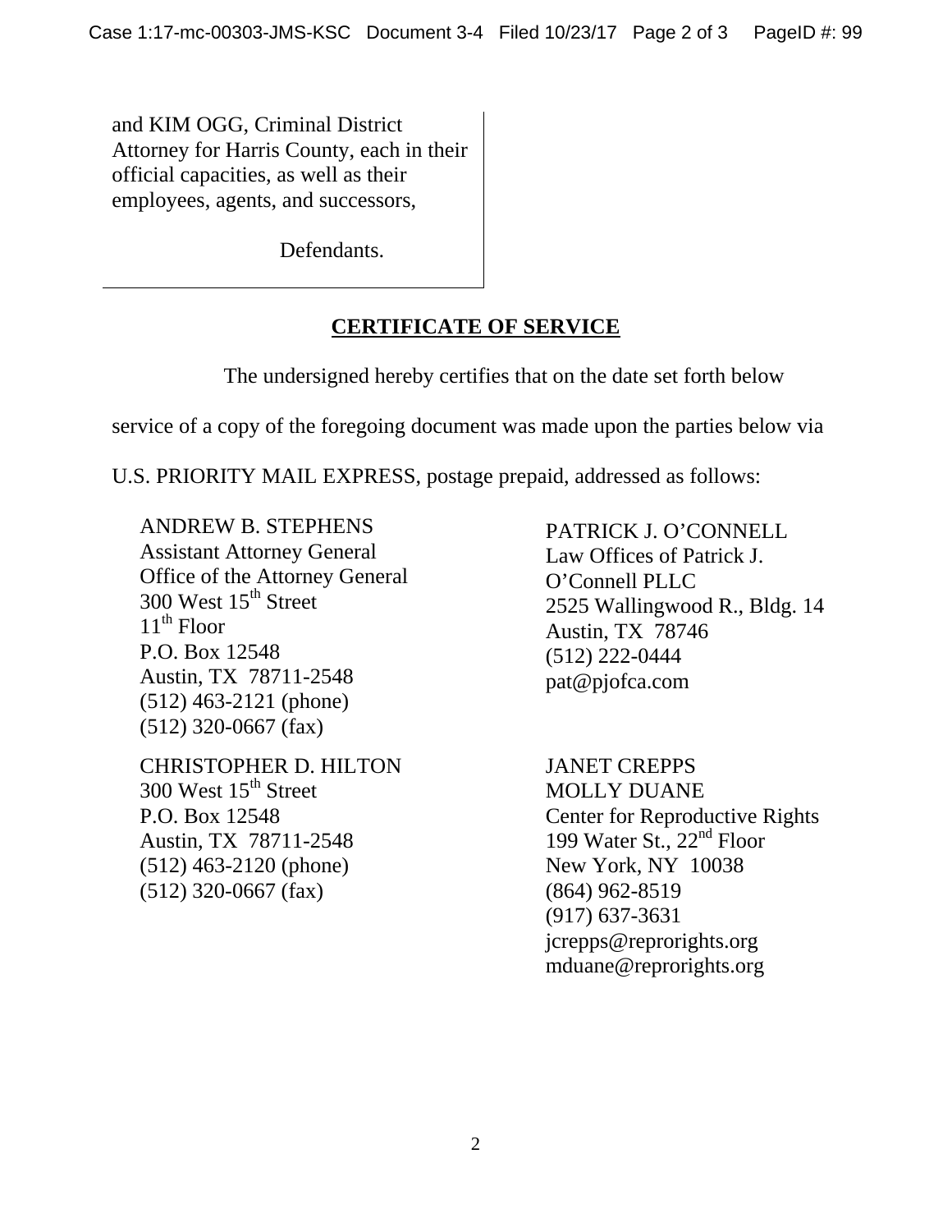and KIM OGG, Criminal District Attorney for Harris County, each in their official capacities, as well as their employees, agents, and successors,

Defendants.

## CERTIFICATE OF SERVICE

The undersigned hereby certifies that on the date set forth below service of a copy of the foregoing document was made upon the parties below via U.S. PRIORITY MAIL EXPRESS, postage prepaid, addressed as follows:

ANDREW B. STEPHENS
Assistant Attorney General
Office of the Attorney General
300 West 15th Street
11th Floor
P.O. Box 12548
Austin, TX 78711-2548
(512) 463-2121 (phone)
(512) 320-0667 (fax)

CHRISTOPHER D. HILTON
300 West 15th Street
P.O. Box 12548
Austin, TX 78711-2548
(512) 463-2120 (phone)
(512) 320-0667 (fax)

PATRICK J. O'CONNELL
Law Offices of Patrick J. O'Connell PLLC
2525 Wallingwood R., Bldg. 14
Austin, TX 78746
(512) 222-0444
pat@pjofca.com

JANET CREPPS
MOLLY DUANE
Center for Reproductive Rights
199 Water St., 22nd Floor
New York, NY 10038
(864) 962-8519
(917) 637-3631
jcrepps@reprorights.org
mduane@reprorights.org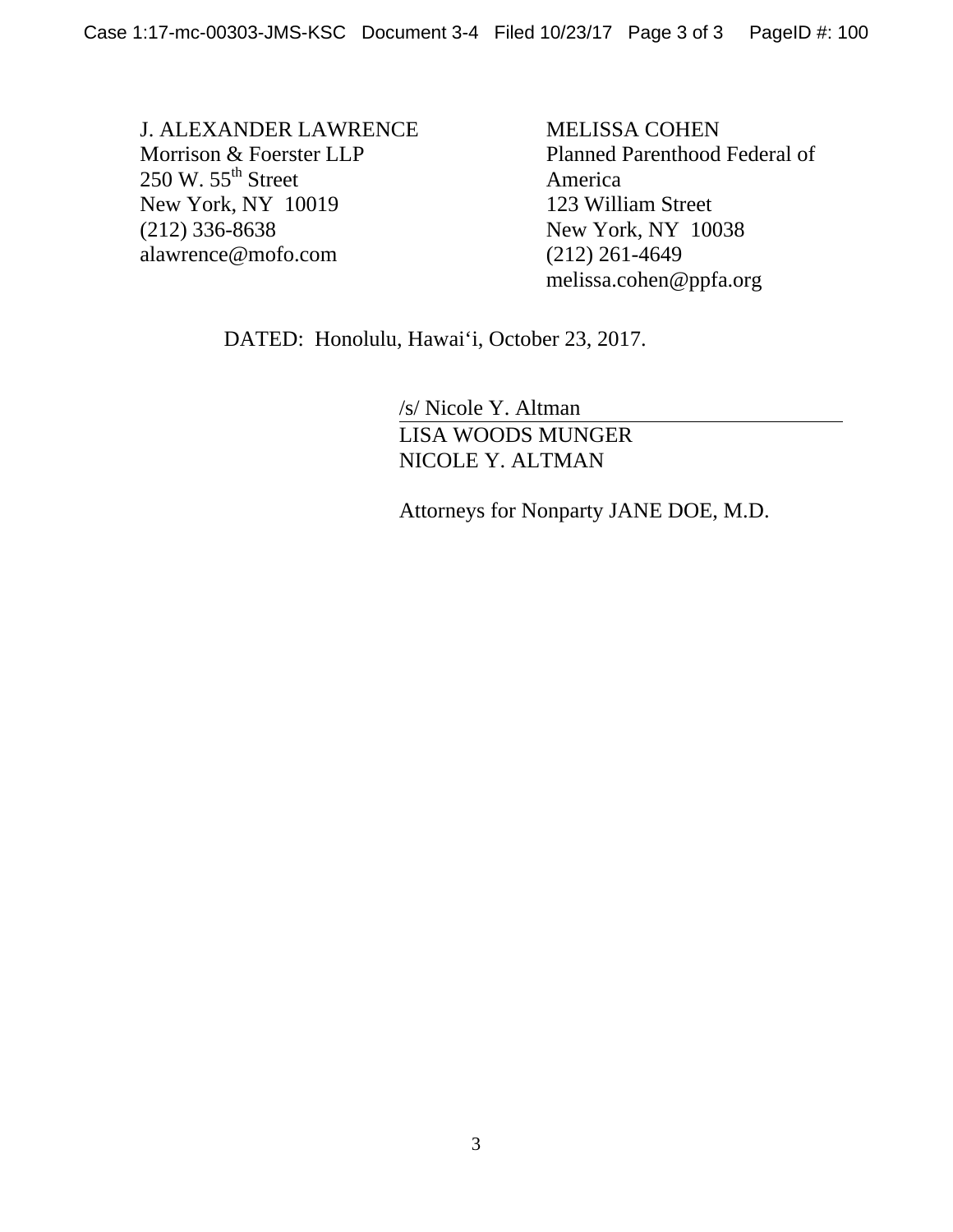J. ALEXANDER LAWRENCE
Morrison & Foerster LLP
250 W. 55th Street
New York, NY 10019
(212) 336-8638
alawrence@mofo.com

MELISSA COHEN
Planned Parenthood Federal of America
123 William Street
New York, NY 10038
(212) 261-4649
melissa.cohen@ppfa.org

DATED: Honolulu, Hawai'i, October 23, 2017.

/s/ Nicole Y. Altman
LISA WOODS MUNGER
NICOLE Y. ALTMAN

Attorneys for Nonparty JANE DOE, M.D.